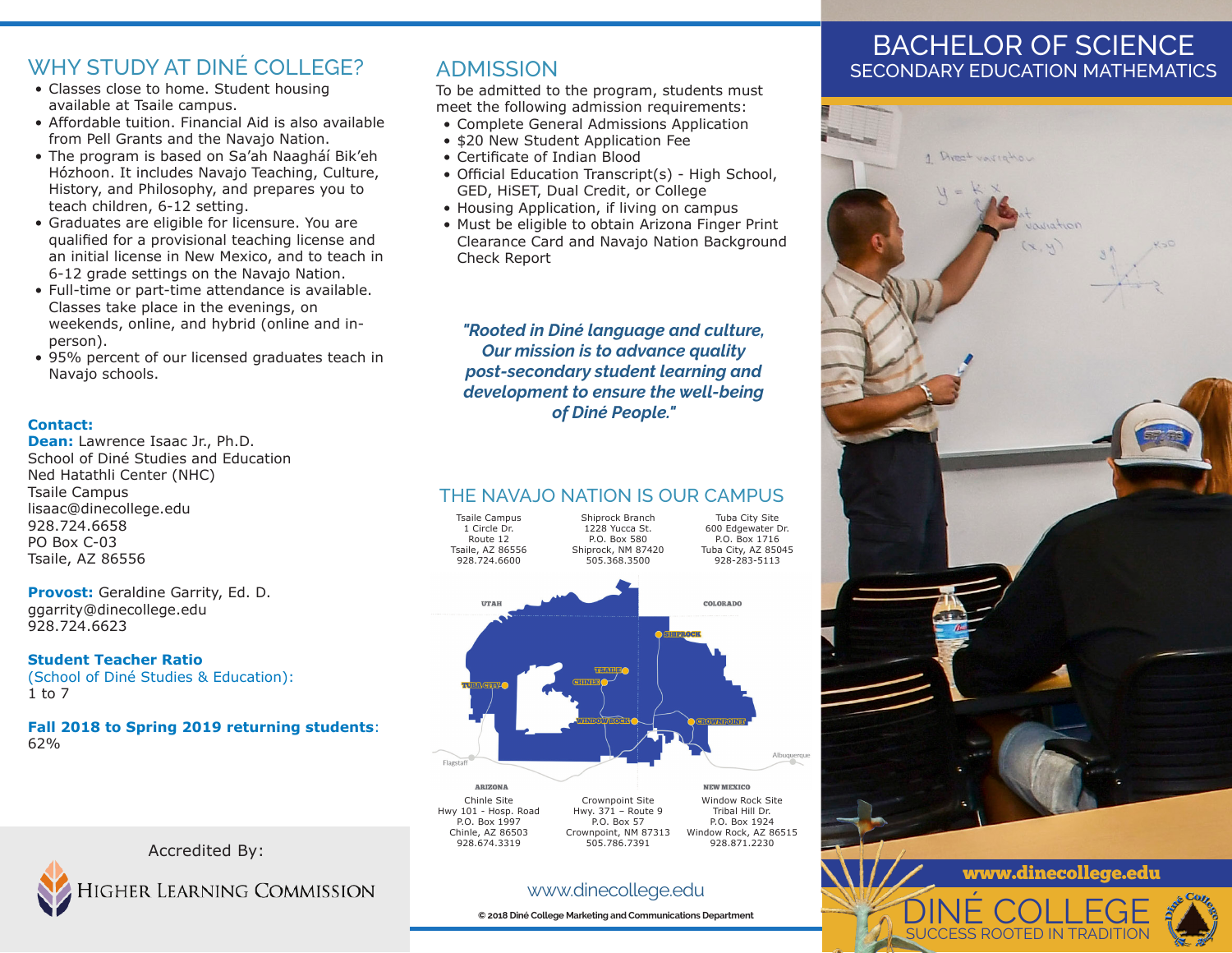# BACHELOR OF SCIENCE
## SECONDARY EDUCATION MATHEMATICS

## WHY STUDY AT DINÉ COLLEGE?

- Classes close to home. Student housing available at Tsaile campus.
- Affordable tuition. Financial Aid is also available from Pell Grants and the Navajo Nation.
- The program is based on Sa'ah Naagháí Bik'eh Hózhoon. It includes Navajo Teaching, Culture, History, and Philosophy, and prepares you to teach children, 6-12 setting.
- Graduates are eligible for licensure. You are qualified for a provisional teaching license and an initial license in New Mexico, and to teach in 6-12 grade settings on the Navajo Nation.
- Full-time or part-time attendance is available. Classes take place in the evenings, on weekends, online, and hybrid (online and in-person).
- 95% percent of our licensed graduates teach in Navajo schools.

**Contact:**
**Dean:** Lawrence Isaac Jr., Ph.D.
School of Diné Studies and Education
Ned Hatathli Center (NHC)
Tsaile Campus
lisaac@dinecollege.edu
928.724.6658
PO Box C-03
Tsaile, AZ 86556

**Provost:** Geraldine Garrity, Ed. D.
ggarrity@dinecollege.edu
928.724.6623

**Student Teacher Ratio**
(School of Diné Studies & Education):
1 to 7

**Fall 2018 to Spring 2019 returning students**:
62%

Accredited By:

HIGHER LEARNING COMMISSION

## ADMISSION

To be admitted to the program, students must meet the following admission requirements:

- Complete General Admissions Application
- $20 New Student Application Fee
- Certificate of Indian Blood
- Official Education Transcript(s) - High School, GED, HiSET, Dual Credit, or College
- Housing Application, if living on campus
- Must be eligible to obtain Arizona Finger Print Clearance Card and Navajo Nation Background Check Report

*"Rooted in Diné language and culture, Our mission is to advance quality post-secondary student learning and development to ensure the well-being of Diné People."*

## THE NAVAJO NATION IS OUR CAMPUS

Tsaile Campus
1 Circle Dr.
Route 12
Tsaile, AZ 86556
928.724.6600

Shiprock Branch
1228 Yucca St.
P.O. Box 580
Shiprock, NM 87420
505.368.3500

Tuba City Site
600 Edgewater Dr.
P.O. Box 1716
Tuba City, AZ 85045
928-283-5113

UTAH
COLORADO
SHIPROCK
TSAILE
TUBA CITY
CHINLE
WINDOW ROCK
CROWNPOINT
Flagstaff
Albuquerque
ARIZONA
NEW MEXICO

Chinle Site
Hwy 101 - Hosp. Road
P.O. Box 1997
Chinle, AZ 86503
928.674.3319

Crownpoint Site
Hwy. 371 – Route 9
P.O. Box 57
Crownpoint, NM 87313
505.786.7391

Window Rock Site
Tribal Hill Dr.
P.O. Box 1924
Window Rock, AZ 86515
928.871.2230

www.dinecollege.edu

© 2018 Diné College Marketing and Communications Department

www.dinecollege.edu

DINÉ COLLEGE
SUCCESS ROOTED IN TRADITION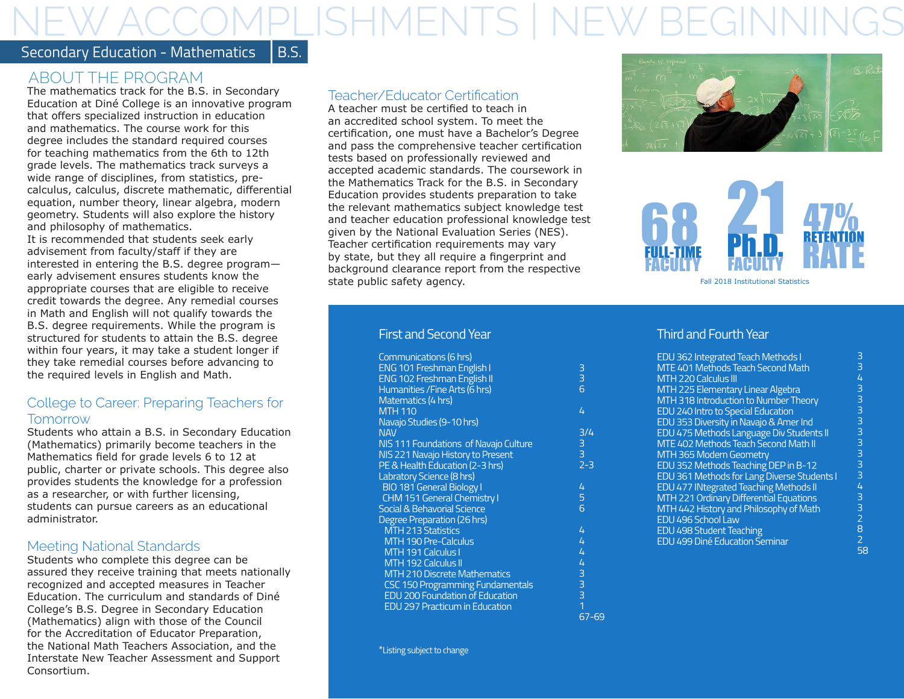# NEW ACCOMPLISHMENTS | NEW BEGINNINGS

## Secondary Education - Mathematics | B.S.

### ABOUT THE PROGRAM

The mathematics track for the B.S. in Secondary Education at Diné College is an innovative program that offers specialized instruction in education and mathematics. The course work for this degree includes the standard required courses for teaching mathematics from the 6th to 12th grade levels. The mathematics track surveys a wide range of disciplines, from statistics, pre-calculus, calculus, discrete mathematic, differential equation, number theory, linear algebra, modern geometry. Students will also explore the history and philosophy of mathematics.

It is recommended that students seek early advisement from faculty/staff if they are interested in entering the B.S. degree program—early advisement ensures students know the appropriate courses that are eligible to receive credit towards the degree. Any remedial courses in Math and English will not qualify towards the B.S. degree requirements. While the program is structured for students to attain the B.S. degree within four years, it may take a student longer if they take remedial courses before advancing to the required levels in English and Math.

### College to Career: Preparing Teachers for Tomorrow

Students who attain a B.S. in Secondary Education (Mathematics) primarily become teachers in the Mathematics field for grade levels 6 to 12 at public, charter or private schools. This degree also provides students the knowledge for a profession as a researcher, or with further licensing, students can pursue careers as an educational administrator.

### Meeting National Standards

Students who complete this degree can be assured they receive training that meets nationally recognized and accepted measures in Teacher Education. The curriculum and standards of Diné College's B.S. Degree in Secondary Education (Mathematics) align with those of the Council for the Accreditation of Educator Preparation, the National Math Teachers Association, and the Interstate New Teacher Assessment and Support Consortium.

### Teacher/Educator Certification

A teacher must be certified to teach in an accredited school system. To meet the certification, one must have a Bachelor's Degree and pass the comprehensive teacher certification tests based on professionally reviewed and accepted academic standards. The coursework in the Mathematics Track for the B.S. in Secondary Education provides students preparation to take the relevant mathematics subject knowledge test and teacher education professional knowledge test given by the National Evaluation Series (NES). Teacher certification requirements may vary by state, but they all require a fingerprint and background clearance report from the respective state public safety agency.

**68** FULL-TIME FACULTY

**21** Ph.D. FACULTY

**47%** RETENTION RATE

Fall 2018 Institutional Statistics

### First and Second Year

| Course | Hours |
|---|---|
| Communications (6 hrs) | |
| ENG 101 Freshman English I | 3 |
| ENG 102 Freshman English II | 3 |
| Humanities /Fine Arts (6 hrs) | 6 |
| Matematics (4 hrs) | |
| MTH 110 | 4 |
| Navajo Studies (9-10 hrs) | |
| NAV | 3/4 |
| NIS 111 Foundations of Navajo Culture | 3 |
| NIS 221 Navajo History to Present | 3 |
| PE & Health Education (2-3 hrs) | 2-3 |
| Labratory Science (8 hrs) | |
| BIO 181 General Biology I | 4 |
| CHM 151 General Chemistry I | 5 |
| Social & Behavorial Science | 6 |
| Degree Preparation (26 hrs) | |
| MTH 213 Statistics | 4 |
| MTH 190 Pre-Calculus | 4 |
| MTH 191 Calculus I | 4 |
| MTH 192 Calculus II | 4 |
| MTH 210 Discrete Mathematics | 3 |
| CSC 150 Programming Fundamentals | 3 |
| EDU 200 Foundation of Education | 3 |
| EDU 297 Practicum in Education | 1 |
| | 67-69 |

### Third and Fourth Year

| Course | Hours |
|---|---|
| EDU 362 Integrated Teach Methods I | 3 |
| MTE 401 Methods Teach Second Math | 3 |
| MTH 220 Calculus III | 4 |
| MTH 225 Elementary Linear Algebra | 3 |
| MTH 318 Introduction to Number Theory | 3 |
| EDU 240 Intro to Special Education | 3 |
| EDU 353 Diversity in Navajo & Amer Ind | 3 |
| EDU 475 Methods Language Div Students II | 3 |
| MTE 402 Methods Teach Second Math II | 3 |
| MTH 365 Modern Geometry | 3 |
| EDU 352 Methods Teaching DEP in B-12 | 3 |
| EDU 361 Methods for Lang Diverse Students I | 3 |
| EDU 477 INtegrated Teaching Methods II | 4 |
| MTH 221 Ordinary Differential Equations | 3 |
| MTH 442 History and Philosophy of Math | 3 |
| EDU 496 School Law | 2 |
| EDU 498 Student Teaching | 8 |
| EDU 499 Diné Education Seminar | 2 |
| | 58 |

*Listing subject to change